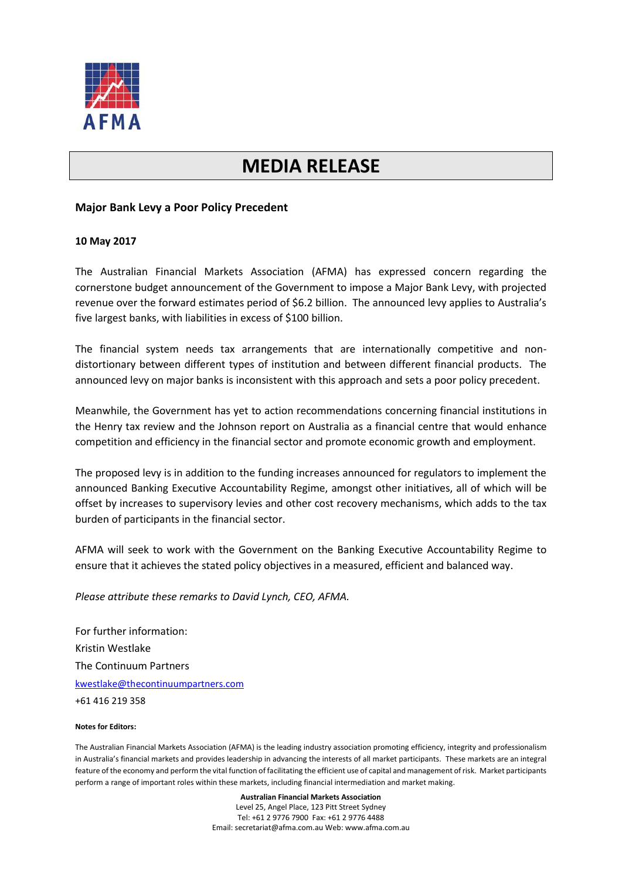AFMA

# MEDIA RELEASE

**Major Bank Levy a Poor Policy Precedent**

**10 May 2017**

The Australian Financial Markets Association (AFMA) has expressed concern regarding the cornerstone budget announcement of the Government to impose a Major Bank Levy, with projected revenue over the forward estimates period of $6.2 billion. The announced levy applies to Australia's five largest banks, with liabilities in excess of $100 billion.

The financial system needs tax arrangements that are internationally competitive and non-distortionary between different types of institution and between different financial products. The announced levy on major banks is inconsistent with this approach and sets a poor policy precedent.

Meanwhile, the Government has yet to action recommendations concerning financial institutions in the Henry tax review and the Johnson report on Australia as a financial centre that would enhance competition and efficiency in the financial sector and promote economic growth and employment.

The proposed levy is in addition to the funding increases announced for regulators to implement the announced Banking Executive Accountability Regime, amongst other initiatives, all of which will be offset by increases to supervisory levies and other cost recovery mechanisms, which adds to the tax burden of participants in the financial sector.

AFMA will seek to work with the Government on the Banking Executive Accountability Regime to ensure that it achieves the stated policy objectives in a measured, efficient and balanced way.

*Please attribute these remarks to David Lynch, CEO, AFMA.*

For further information:
Kristin Westlake
The Continuum Partners
kwestlake@thecontinuumpartners.com
+61 416 219 358

**Notes for Editors:**

The Australian Financial Markets Association (AFMA) is the leading industry association promoting efficiency, integrity and professionalism in Australia's financial markets and provides leadership in advancing the interests of all market participants. These markets are an integral feature of the economy and perform the vital function of facilitating the efficient use of capital and management of risk. Market participants perform a range of important roles within these markets, including financial intermediation and market making.

**Australian Financial Markets Association**
Level 25, Angel Place, 123 Pitt Street Sydney
Tel: +61 2 9776 7900 Fax: +61 2 9776 4488
Email: secretariat@afma.com.au Web: www.afma.com.au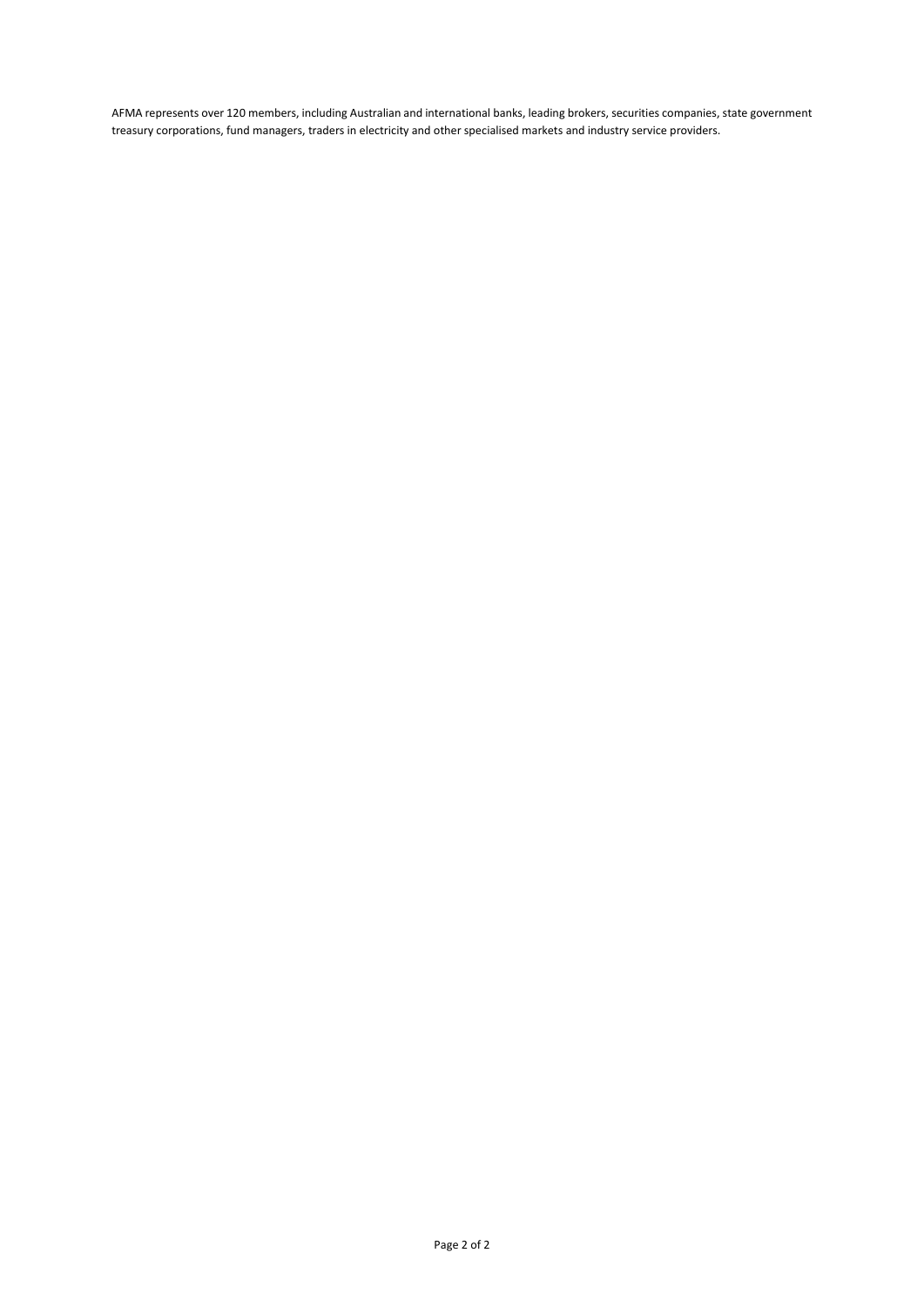AFMA represents over 120 members, including Australian and international banks, leading brokers, securities companies, state government treasury corporations, fund managers, traders in electricity and other specialised markets and industry service providers.